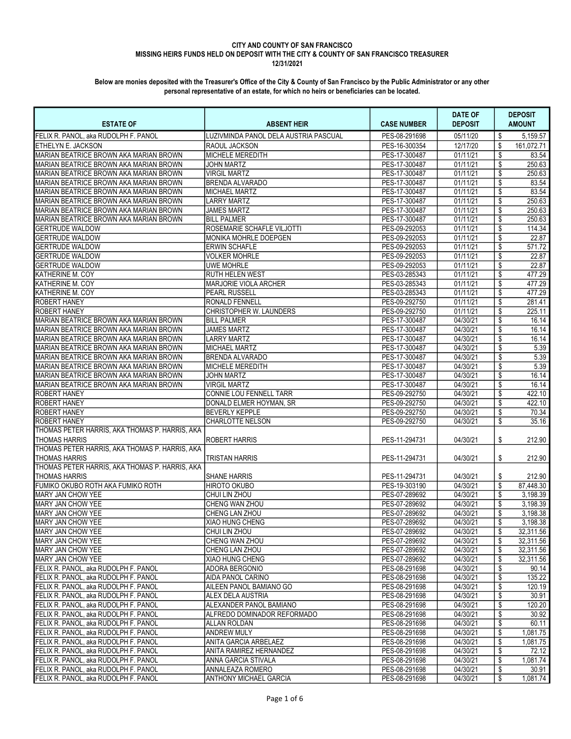**CITY AND COUNTY OF SAN FRANCISCO**
**MISSING HEIRS FUNDS HELD ON DEPOSIT WITH THE CITY & COUNTY OF SAN FRANCISCO TREASURER**
**12/31/2021**

**Below are monies deposited with the Treasurer's Office of the City & County of San Francisco by the Public Administrator or any other personal representative of an estate, for which no heirs or beneficiaries can be located.**

| ESTATE OF | ABSENT HEIR | CASE NUMBER | DATE OF DEPOSIT | DEPOSIT AMOUNT |
|---|---|---|---|---|
| FELIX R. PANOL, aka RUDOLPH F. PANOL | LUZIVMINDA PANOL DELA AUSTRIA PASCUAL | PES-08-291698 | 05/11/20 | $ 5,159.57 |
| ETHELYN E. JACKSON | RAOUL JACKSON | PES-16-300354 | 12/17/20 | $ 161,072.71 |
| MARIAN BEATRICE BROWN AKA MARIAN BROWN | MICHELE MEREDITH | PES-17-300487 | 01/11/21 | $ 83.54 |
| MARIAN BEATRICE BROWN AKA MARIAN BROWN | JOHN MARTZ | PES-17-300487 | 01/11/21 | $ 250.63 |
| MARIAN BEATRICE BROWN AKA MARIAN BROWN | VIRGIL MARTZ | PES-17-300487 | 01/11/21 | $ 250.63 |
| MARIAN BEATRICE BROWN AKA MARIAN BROWN | BRENDA ALVARADO | PES-17-300487 | 01/11/21 | $ 83.54 |
| MARIAN BEATRICE BROWN AKA MARIAN BROWN | MICHAEL MARTZ | PES-17-300487 | 01/11/21 | $ 83.54 |
| MARIAN BEATRICE BROWN AKA MARIAN BROWN | LARRY MARTZ | PES-17-300487 | 01/11/21 | $ 250.63 |
| MARIAN BEATRICE BROWN AKA MARIAN BROWN | JAMES MARTZ | PES-17-300487 | 01/11/21 | $ 250.63 |
| MARIAN BEATRICE BROWN AKA MARIAN BROWN | BILL PALMER | PES-17-300487 | 01/11/21 | $ 250.63 |
| GERTRUDE WALDOW | ROSEMARIE SCHAFLE VILJOTTI | PES-09-292053 | 01/11/21 | $ 114.34 |
| GERTRUDE WALDOW | MONIKA MOHRLE DOEPGEN | PES-09-292053 | 01/11/21 | $ 22.87 |
| GERTRUDE WALDOW | ERWIN SCHAFLE | PES-09-292053 | 01/11/21 | $ 571.72 |
| GERTRUDE WALDOW | VOLKER MOHRLE | PES-09-292053 | 01/11/21 | $ 22.87 |
| GERTRUDE WALDOW | UWE MOHRLE | PES-09-292053 | 01/11/21 | $ 22.87 |
| KATHERINE M. COY | RUTH HELEN WEST | PES-03-285343 | 01/11/21 | $ 477.29 |
| KATHERINE M. COY | MARJORIE VIOLA ARCHER | PES-03-285343 | 01/11/21 | $ 477.29 |
| KATHERINE M. COY | PEARL RUSSELL | PES-03-285343 | 01/11/21 | $ 477.29 |
| ROBERT HANEY | RONALD FENNELL | PES-09-292750 | 01/11/21 | $ 281.41 |
| ROBERT HANEY | CHRISTOPHER W. LAUNDERS | PES-09-292750 | 01/11/21 | $ 225.11 |
| MARIAN BEATRICE BROWN AKA MARIAN BROWN | BILL PALMER | PES-17-300487 | 04/30/21 | $ 16.14 |
| MARIAN BEATRICE BROWN AKA MARIAN BROWN | JAMES MARTZ | PES-17-300487 | 04/30/21 | $ 16.14 |
| MARIAN BEATRICE BROWN AKA MARIAN BROWN | LARRY MARTZ | PES-17-300487 | 04/30/21 | $ 16.14 |
| MARIAN BEATRICE BROWN AKA MARIAN BROWN | MICHAEL MARTZ | PES-17-300487 | 04/30/21 | $ 5.39 |
| MARIAN BEATRICE BROWN AKA MARIAN BROWN | BRENDA ALVARADO | PES-17-300487 | 04/30/21 | $ 5.39 |
| MARIAN BEATRICE BROWN AKA MARIAN BROWN | MICHELE MEREDITH | PES-17-300487 | 04/30/21 | $ 5.39 |
| MARIAN BEATRICE BROWN AKA MARIAN BROWN | JOHN MARTZ | PES-17-300487 | 04/30/21 | $ 16.14 |
| MARIAN BEATRICE BROWN AKA MARIAN BROWN | VIRGIL MARTZ | PES-17-300487 | 04/30/21 | $ 16.14 |
| ROBERT HANEY | CONNIE LOU FENNELL TARR | PES-09-292750 | 04/30/21 | $ 422.10 |
| ROBERT HANEY | DONALD ELMER HOYMAN, SR | PES-09-292750 | 04/30/21 | $ 422.10 |
| ROBERT HANEY | BEVERLY KEPPLE | PES-09-292750 | 04/30/21 | $ 70.34 |
| ROBERT HANEY | CHARLOTTE NELSON | PES-09-292750 | 04/30/21 | $ 35.16 |
| THOMAS PETER HARRIS, AKA THOMAS P. HARRIS, AKA THOMAS HARRIS | ROBERT HARRIS | PES-11-294731 | 04/30/21 | $ 212.90 |
| THOMAS PETER HARRIS, AKA THOMAS P. HARRIS, AKA THOMAS HARRIS | TRISTAN HARRIS | PES-11-294731 | 04/30/21 | $ 212.90 |
| THOMAS PETER HARRIS, AKA THOMAS P. HARRIS, AKA THOMAS HARRIS | SHANE HARRIS | PES-11-294731 | 04/30/21 | $ 212.90 |
| FUMIKO OKUBO ROTH AKA FUMIKO ROTH | HIROTO OKUBO | PES-19-303190 | 04/30/21 | $ 87,448.30 |
| MARY JAN CHOW YEE | CHUI LIN ZHOU | PES-07-289692 | 04/30/21 | $ 3,198.39 |
| MARY JAN CHOW YEE | CHENG WAN ZHOU | PES-07-289692 | 04/30/21 | $ 3,198.39 |
| MARY JAN CHOW YEE | CHENG LAN ZHOU | PES-07-289692 | 04/30/21 | $ 3,198.38 |
| MARY JAN CHOW YEE | XIAO HUNG CHENG | PES-07-289692 | 04/30/21 | $ 3,198.38 |
| MARY JAN CHOW YEE | CHUI LIN ZHOU | PES-07-289692 | 04/30/21 | $ 32,311.56 |
| MARY JAN CHOW YEE | CHENG WAN ZHOU | PES-07-289692 | 04/30/21 | $ 32,311.56 |
| MARY JAN CHOW YEE | CHENG LAN ZHOU | PES-07-289692 | 04/30/21 | $ 32,311.56 |
| MARY JAN CHOW YEE | XIAO HUNG CHENG | PES-07-289692 | 04/30/21 | $ 32,311.56 |
| FELIX R. PANOL, aka RUDOLPH F. PANOL | ADORA BERGONIO | PES-08-291698 | 04/30/21 | $ 90.14 |
| FELIX R. PANOL, aka RUDOLPH F. PANOL | AIDA PANOL CARINO | PES-08-291698 | 04/30/21 | $ 135.22 |
| FELIX R. PANOL, aka RUDOLPH F. PANOL | AILEEN PANOL BAMIANO GO | PES-08-291698 | 04/30/21 | $ 120.19 |
| FELIX R. PANOL, aka RUDOLPH F. PANOL | ALEX DELA AUSTRIA | PES-08-291698 | 04/30/21 | $ 30.91 |
| FELIX R. PANOL, aka RUDOLPH F. PANOL | ALEXANDER PANOL BAMIANO | PES-08-291698 | 04/30/21 | $ 120.20 |
| FELIX R. PANOL, aka RUDOLPH F. PANOL | ALFREDO DOMINADOR REFORMADO | PES-08-291698 | 04/30/21 | $ 30.92 |
| FELIX R. PANOL, aka RUDOLPH F. PANOL | ALLAN ROLDAN | PES-08-291698 | 04/30/21 | $ 60.11 |
| FELIX R. PANOL, aka RUDOLPH F. PANOL | ANDREW MULY | PES-08-291698 | 04/30/21 | $ 1,081.75 |
| FELIX R. PANOL, aka RUDOLPH F. PANOL | ANITA GARCIA ARBELAEZ | PES-08-291698 | 04/30/21 | $ 1,081.75 |
| FELIX R. PANOL, aka RUDOLPH F. PANOL | ANITA RAMIREZ HERNANDEZ | PES-08-291698 | 04/30/21 | $ 72.12 |
| FELIX R. PANOL, aka RUDOLPH F. PANOL | ANNA GARCIA STIVALA | PES-08-291698 | 04/30/21 | $ 1,081.74 |
| FELIX R. PANOL, aka RUDOLPH F. PANOL | ANNALEAZA ROMERO | PES-08-291698 | 04/30/21 | $ 30.91 |
| FELIX R. PANOL, aka RUDOLPH F. PANOL | ANTHONY MICHAEL GARCIA | PES-08-291698 | 04/30/21 | $ 1,081.74 |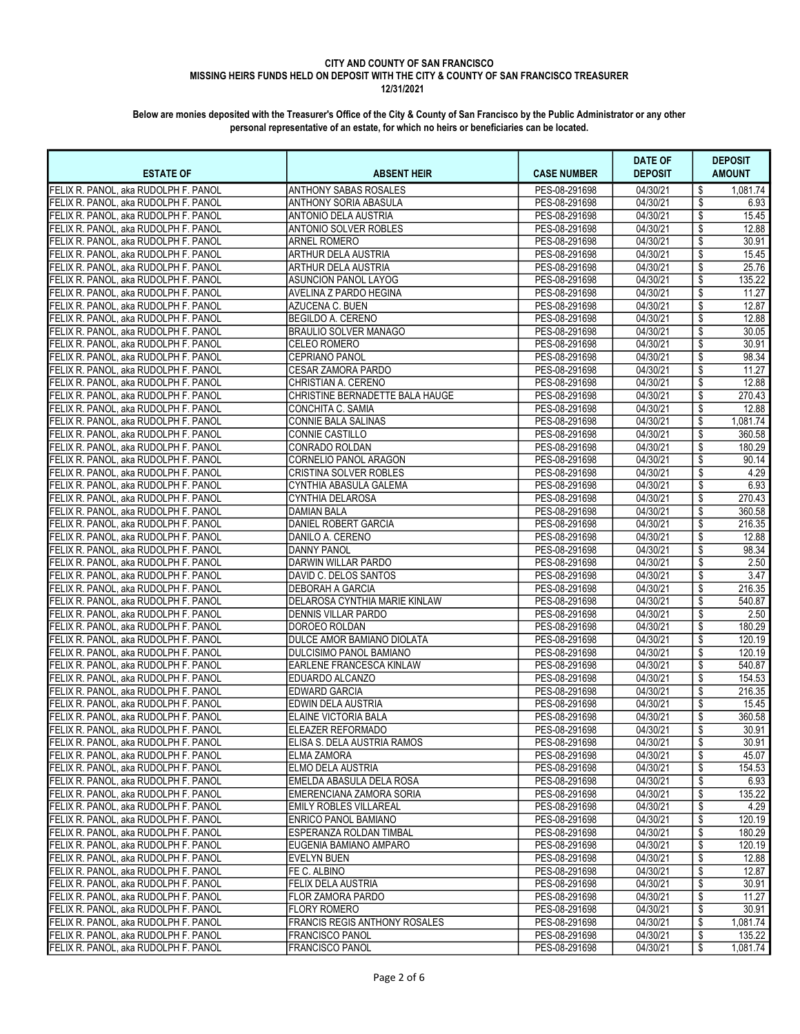**CITY AND COUNTY OF SAN FRANCISCO**
**MISSING HEIRS FUNDS HELD ON DEPOSIT WITH THE CITY & COUNTY OF SAN FRANCISCO TREASURER**
**12/31/2021**

**Below are monies deposited with the Treasurer's Office of the City & County of San Francisco by the Public Administrator or any other personal representative of an estate, for which no heirs or beneficiaries can be located.**

| ESTATE OF | ABSENT HEIR | CASE NUMBER | DATE OF DEPOSIT | DEPOSIT AMOUNT |
|---|---|---|---|---|
| FELIX R. PANOL, aka RUDOLPH F. PANOL | ANTHONY SABAS ROSALES | PES-08-291698 | 04/30/21 | $ 1,081.74 |
| FELIX R. PANOL, aka RUDOLPH F. PANOL | ANTHONY SORIA ABASULA | PES-08-291698 | 04/30/21 | $ 6.93 |
| FELIX R. PANOL, aka RUDOLPH F. PANOL | ANTONIO DELA AUSTRIA | PES-08-291698 | 04/30/21 | $ 15.45 |
| FELIX R. PANOL, aka RUDOLPH F. PANOL | ANTONIO SOLVER ROBLES | PES-08-291698 | 04/30/21 | $ 12.88 |
| FELIX R. PANOL, aka RUDOLPH F. PANOL | ARNEL ROMERO | PES-08-291698 | 04/30/21 | $ 30.91 |
| FELIX R. PANOL, aka RUDOLPH F. PANOL | ARTHUR DELA AUSTRIA | PES-08-291698 | 04/30/21 | $ 15.45 |
| FELIX R. PANOL, aka RUDOLPH F. PANOL | ARTHUR DELA AUSTRIA | PES-08-291698 | 04/30/21 | $ 25.76 |
| FELIX R. PANOL, aka RUDOLPH F. PANOL | ASUNCION PANOL LAYOG | PES-08-291698 | 04/30/21 | $ 135.22 |
| FELIX R. PANOL, aka RUDOLPH F. PANOL | AVELINA Z PARDO HEGINA | PES-08-291698 | 04/30/21 | $ 11.27 |
| FELIX R. PANOL, aka RUDOLPH F. PANOL | AZUCENA C. BUEN | PES-08-291698 | 04/30/21 | $ 12.87 |
| FELIX R. PANOL, aka RUDOLPH F. PANOL | BEGILDO A. CERENO | PES-08-291698 | 04/30/21 | $ 12.88 |
| FELIX R. PANOL, aka RUDOLPH F. PANOL | BRAULIO SOLVER MANAGO | PES-08-291698 | 04/30/21 | $ 30.05 |
| FELIX R. PANOL, aka RUDOLPH F. PANOL | CELEO ROMERO | PES-08-291698 | 04/30/21 | $ 30.91 |
| FELIX R. PANOL, aka RUDOLPH F. PANOL | CEPRIANO PANOL | PES-08-291698 | 04/30/21 | $ 98.34 |
| FELIX R. PANOL, aka RUDOLPH F. PANOL | CESAR ZAMORA PARDO | PES-08-291698 | 04/30/21 | $ 11.27 |
| FELIX R. PANOL, aka RUDOLPH F. PANOL | CHRISTIAN A. CERENO | PES-08-291698 | 04/30/21 | $ 12.88 |
| FELIX R. PANOL, aka RUDOLPH F. PANOL | CHRISTINE BERNADETTE BALA HAUGE | PES-08-291698 | 04/30/21 | $ 270.43 |
| FELIX R. PANOL, aka RUDOLPH F. PANOL | CONCHITA C. SAMIA | PES-08-291698 | 04/30/21 | $ 12.88 |
| FELIX R. PANOL, aka RUDOLPH F. PANOL | CONNIE BALA SALINAS | PES-08-291698 | 04/30/21 | $ 1,081.74 |
| FELIX R. PANOL, aka RUDOLPH F. PANOL | CONNIE CASTILLO | PES-08-291698 | 04/30/21 | $ 360.58 |
| FELIX R. PANOL, aka RUDOLPH F. PANOL | CONRADO ROLDAN | PES-08-291698 | 04/30/21 | $ 180.29 |
| FELIX R. PANOL, aka RUDOLPH F. PANOL | CORNELIO PANOL ARAGON | PES-08-291698 | 04/30/21 | $ 90.14 |
| FELIX R. PANOL, aka RUDOLPH F. PANOL | CRISTINA SOLVER ROBLES | PES-08-291698 | 04/30/21 | $ 4.29 |
| FELIX R. PANOL, aka RUDOLPH F. PANOL | CYNTHIA ABASULA GALEMA | PES-08-291698 | 04/30/21 | $ 6.93 |
| FELIX R. PANOL, aka RUDOLPH F. PANOL | CYNTHIA DELAROSA | PES-08-291698 | 04/30/21 | $ 270.43 |
| FELIX R. PANOL, aka RUDOLPH F. PANOL | DAMIAN BALA | PES-08-291698 | 04/30/21 | $ 360.58 |
| FELIX R. PANOL, aka RUDOLPH F. PANOL | DANIEL ROBERT GARCIA | PES-08-291698 | 04/30/21 | $ 216.35 |
| FELIX R. PANOL, aka RUDOLPH F. PANOL | DANILO A. CERENO | PES-08-291698 | 04/30/21 | $ 12.88 |
| FELIX R. PANOL, aka RUDOLPH F. PANOL | DANNY PANOL | PES-08-291698 | 04/30/21 | $ 98.34 |
| FELIX R. PANOL, aka RUDOLPH F. PANOL | DARWIN WILLAR PARDO | PES-08-291698 | 04/30/21 | $ 2.50 |
| FELIX R. PANOL, aka RUDOLPH F. PANOL | DAVID C. DELOS SANTOS | PES-08-291698 | 04/30/21 | $ 3.47 |
| FELIX R. PANOL, aka RUDOLPH F. PANOL | DEBORAH A GARCIA | PES-08-291698 | 04/30/21 | $ 216.35 |
| FELIX R. PANOL, aka RUDOLPH F. PANOL | DELAROSA CYNTHIA MARIE KINLAW | PES-08-291698 | 04/30/21 | $ 540.87 |
| FELIX R. PANOL, aka RUDOLPH F. PANOL | DENNIS VILLAR PARDO | PES-08-291698 | 04/30/21 | $ 2.50 |
| FELIX R. PANOL, aka RUDOLPH F. PANOL | DOROEO ROLDAN | PES-08-291698 | 04/30/21 | $ 180.29 |
| FELIX R. PANOL, aka RUDOLPH F. PANOL | DULCE AMOR BAMIANO DIOLATA | PES-08-291698 | 04/30/21 | $ 120.19 |
| FELIX R. PANOL, aka RUDOLPH F. PANOL | DULCISIMO PANOL BAMIANO | PES-08-291698 | 04/30/21 | $ 120.19 |
| FELIX R. PANOL, aka RUDOLPH F. PANOL | EARLENE FRANCESCA KINLAW | PES-08-291698 | 04/30/21 | $ 540.87 |
| FELIX R. PANOL, aka RUDOLPH F. PANOL | EDUARDO ALCANZO | PES-08-291698 | 04/30/21 | $ 154.53 |
| FELIX R. PANOL, aka RUDOLPH F. PANOL | EDWARD GARCIA | PES-08-291698 | 04/30/21 | $ 216.35 |
| FELIX R. PANOL, aka RUDOLPH F. PANOL | EDWIN DELA AUSTRIA | PES-08-291698 | 04/30/21 | $ 15.45 |
| FELIX R. PANOL, aka RUDOLPH F. PANOL | ELAINE VICTORIA BALA | PES-08-291698 | 04/30/21 | $ 360.58 |
| FELIX R. PANOL, aka RUDOLPH F. PANOL | ELEAZER REFORMADO | PES-08-291698 | 04/30/21 | $ 30.91 |
| FELIX R. PANOL, aka RUDOLPH F. PANOL | ELISA S. DELA AUSTRIA RAMOS | PES-08-291698 | 04/30/21 | $ 30.91 |
| FELIX R. PANOL, aka RUDOLPH F. PANOL | ELMA ZAMORA | PES-08-291698 | 04/30/21 | $ 45.07 |
| FELIX R. PANOL, aka RUDOLPH F. PANOL | ELMO DELA AUSTRIA | PES-08-291698 | 04/30/21 | $ 154.53 |
| FELIX R. PANOL, aka RUDOLPH F. PANOL | EMELDA ABASULA DELA ROSA | PES-08-291698 | 04/30/21 | $ 6.93 |
| FELIX R. PANOL, aka RUDOLPH F. PANOL | EMERENCIANA ZAMORA SORIA | PES-08-291698 | 04/30/21 | $ 135.22 |
| FELIX R. PANOL, aka RUDOLPH F. PANOL | EMILY ROBLES VILLAREAL | PES-08-291698 | 04/30/21 | $ 4.29 |
| FELIX R. PANOL, aka RUDOLPH F. PANOL | ENRICO PANOL BAMIANO | PES-08-291698 | 04/30/21 | $ 120.19 |
| FELIX R. PANOL, aka RUDOLPH F. PANOL | ESPERANZA ROLDAN TIMBAL | PES-08-291698 | 04/30/21 | $ 180.29 |
| FELIX R. PANOL, aka RUDOLPH F. PANOL | EUGENIA BAMIANO AMPARO | PES-08-291698 | 04/30/21 | $ 120.19 |
| FELIX R. PANOL, aka RUDOLPH F. PANOL | EVELYN BUEN | PES-08-291698 | 04/30/21 | $ 12.88 |
| FELIX R. PANOL, aka RUDOLPH F. PANOL | FE C. ALBINO | PES-08-291698 | 04/30/21 | $ 12.87 |
| FELIX R. PANOL, aka RUDOLPH F. PANOL | FELIX DELA AUSTRIA | PES-08-291698 | 04/30/21 | $ 30.91 |
| FELIX R. PANOL, aka RUDOLPH F. PANOL | FLOR ZAMORA PARDO | PES-08-291698 | 04/30/21 | $ 11.27 |
| FELIX R. PANOL, aka RUDOLPH F. PANOL | FLORY ROMERO | PES-08-291698 | 04/30/21 | $ 30.91 |
| FELIX R. PANOL, aka RUDOLPH F. PANOL | FRANCIS REGIS ANTHONY ROSALES | PES-08-291698 | 04/30/21 | $ 1,081.74 |
| FELIX R. PANOL, aka RUDOLPH F. PANOL | FRANCISCO PANOL | PES-08-291698 | 04/30/21 | $ 135.22 |
| FELIX R. PANOL, aka RUDOLPH F. PANOL | FRANCISCO PANOL | PES-08-291698 | 04/30/21 | $ 1,081.74 |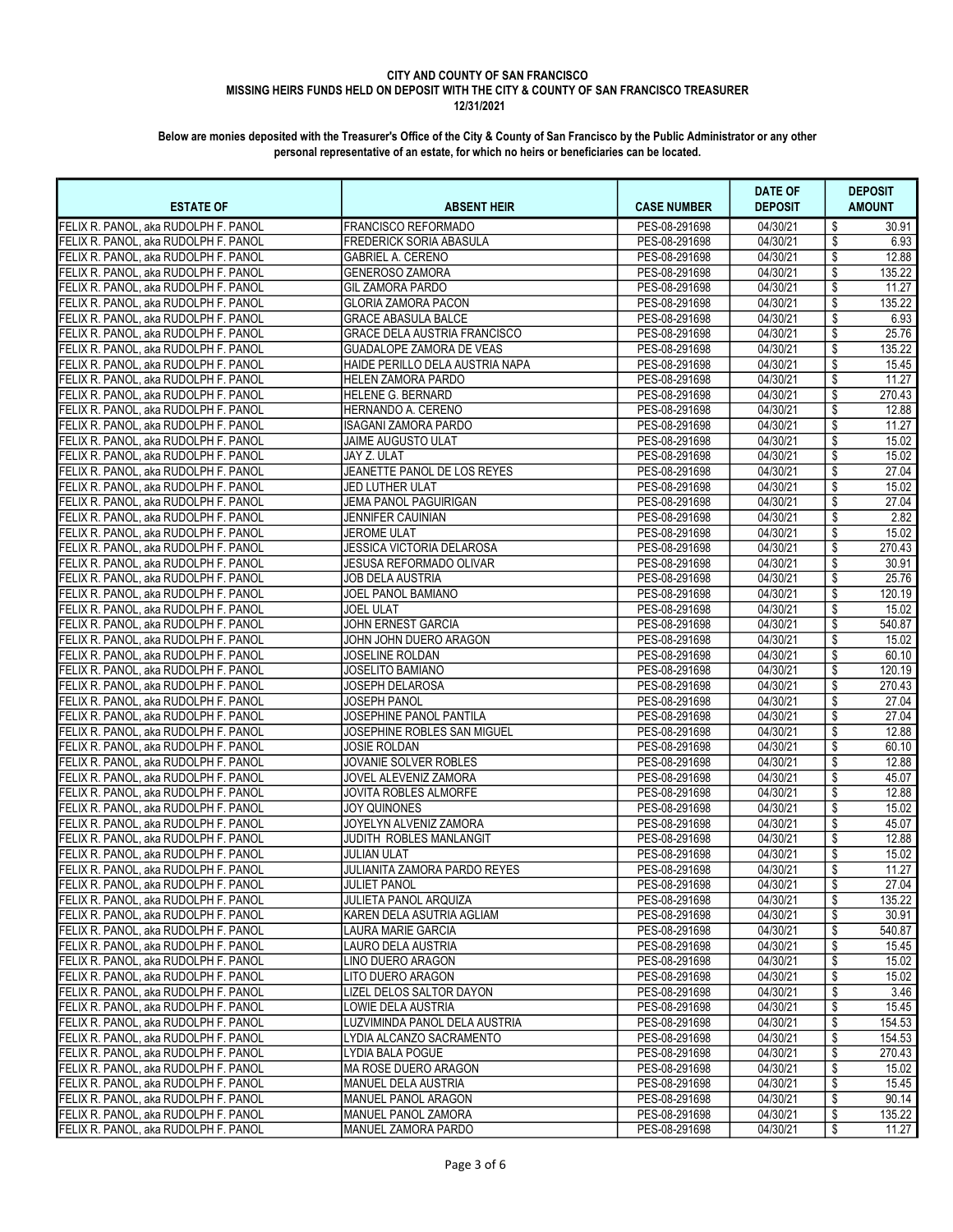**CITY AND COUNTY OF SAN FRANCISCO**
**MISSING HEIRS FUNDS HELD ON DEPOSIT WITH THE CITY & COUNTY OF SAN FRANCISCO TREASURER**
**12/31/2021**

**Below are monies deposited with the Treasurer's Office of the City & County of San Francisco by the Public Administrator or any other personal representative of an estate, for which no heirs or beneficiaries can be located.**

| ESTATE OF | ABSENT HEIR | CASE NUMBER | DATE OF DEPOSIT | DEPOSIT AMOUNT |
|---|---|---|---|---|
| FELIX R. PANOL, aka RUDOLPH F. PANOL | FRANCISCO REFORMADO | PES-08-291698 | 04/30/21 | $ 30.91 |
| FELIX R. PANOL, aka RUDOLPH F. PANOL | FREDERICK SORIA ABASULA | PES-08-291698 | 04/30/21 | $ 6.93 |
| FELIX R. PANOL, aka RUDOLPH F. PANOL | GABRIEL A. CERENO | PES-08-291698 | 04/30/21 | $ 12.88 |
| FELIX R. PANOL, aka RUDOLPH F. PANOL | GENEROSO ZAMORA | PES-08-291698 | 04/30/21 | $ 135.22 |
| FELIX R. PANOL, aka RUDOLPH F. PANOL | GIL ZAMORA PARDO | PES-08-291698 | 04/30/21 | $ 11.27 |
| FELIX R. PANOL, aka RUDOLPH F. PANOL | GLORIA ZAMORA PACON | PES-08-291698 | 04/30/21 | $ 135.22 |
| FELIX R. PANOL, aka RUDOLPH F. PANOL | GRACE ABASULA BALCE | PES-08-291698 | 04/30/21 | $ 6.93 |
| FELIX R. PANOL, aka RUDOLPH F. PANOL | GRACE DELA AUSTRIA FRANCISCO | PES-08-291698 | 04/30/21 | $ 25.76 |
| FELIX R. PANOL, aka RUDOLPH F. PANOL | GUADALOPE ZAMORA DE VEAS | PES-08-291698 | 04/30/21 | $ 135.22 |
| FELIX R. PANOL, aka RUDOLPH F. PANOL | HAIDE PERILLO DELA AUSTRIA NAPA | PES-08-291698 | 04/30/21 | $ 15.45 |
| FELIX R. PANOL, aka RUDOLPH F. PANOL | HELEN ZAMORA PARDO | PES-08-291698 | 04/30/21 | $ 11.27 |
| FELIX R. PANOL, aka RUDOLPH F. PANOL | HELENE G. BERNARD | PES-08-291698 | 04/30/21 | $ 270.43 |
| FELIX R. PANOL, aka RUDOLPH F. PANOL | HERNANDO A. CERENO | PES-08-291698 | 04/30/21 | $ 12.88 |
| FELIX R. PANOL, aka RUDOLPH F. PANOL | ISAGANI ZAMORA PARDO | PES-08-291698 | 04/30/21 | $ 11.27 |
| FELIX R. PANOL, aka RUDOLPH F. PANOL | JAIME AUGUSTO ULAT | PES-08-291698 | 04/30/21 | $ 15.02 |
| FELIX R. PANOL, aka RUDOLPH F. PANOL | JAY Z. ULAT | PES-08-291698 | 04/30/21 | $ 15.02 |
| FELIX R. PANOL, aka RUDOLPH F. PANOL | JEANETTE PANOL DE LOS REYES | PES-08-291698 | 04/30/21 | $ 27.04 |
| FELIX R. PANOL, aka RUDOLPH F. PANOL | JED LUTHER ULAT | PES-08-291698 | 04/30/21 | $ 15.02 |
| FELIX R. PANOL, aka RUDOLPH F. PANOL | JEMA PANOL PAGUIRIGAN | PES-08-291698 | 04/30/21 | $ 27.04 |
| FELIX R. PANOL, aka RUDOLPH F. PANOL | JENNIFER CAUINIAN | PES-08-291698 | 04/30/21 | $ 2.82 |
| FELIX R. PANOL, aka RUDOLPH F. PANOL | JEROME ULAT | PES-08-291698 | 04/30/21 | $ 15.02 |
| FELIX R. PANOL, aka RUDOLPH F. PANOL | JESSICA VICTORIA DELAROSA | PES-08-291698 | 04/30/21 | $ 270.43 |
| FELIX R. PANOL, aka RUDOLPH F. PANOL | JESUSA REFORMADO OLIVAR | PES-08-291698 | 04/30/21 | $ 30.91 |
| FELIX R. PANOL, aka RUDOLPH F. PANOL | JOB DELA AUSTRIA | PES-08-291698 | 04/30/21 | $ 25.76 |
| FELIX R. PANOL, aka RUDOLPH F. PANOL | JOEL PANOL BAMIANO | PES-08-291698 | 04/30/21 | $ 120.19 |
| FELIX R. PANOL, aka RUDOLPH F. PANOL | JOEL ULAT | PES-08-291698 | 04/30/21 | $ 15.02 |
| FELIX R. PANOL, aka RUDOLPH F. PANOL | JOHN ERNEST GARCIA | PES-08-291698 | 04/30/21 | $ 540.87 |
| FELIX R. PANOL, aka RUDOLPH F. PANOL | JOHN JOHN DUERO ARAGON | PES-08-291698 | 04/30/21 | $ 15.02 |
| FELIX R. PANOL, aka RUDOLPH F. PANOL | JOSELINE ROLDAN | PES-08-291698 | 04/30/21 | $ 60.10 |
| FELIX R. PANOL, aka RUDOLPH F. PANOL | JOSELITO BAMIANO | PES-08-291698 | 04/30/21 | $ 120.19 |
| FELIX R. PANOL, aka RUDOLPH F. PANOL | JOSEPH DELAROSA | PES-08-291698 | 04/30/21 | $ 270.43 |
| FELIX R. PANOL, aka RUDOLPH F. PANOL | JOSEPH PANOL | PES-08-291698 | 04/30/21 | $ 27.04 |
| FELIX R. PANOL, aka RUDOLPH F. PANOL | JOSEPHINE PANOL PANTILA | PES-08-291698 | 04/30/21 | $ 27.04 |
| FELIX R. PANOL, aka RUDOLPH F. PANOL | JOSEPHINE ROBLES SAN MIGUEL | PES-08-291698 | 04/30/21 | $ 12.88 |
| FELIX R. PANOL, aka RUDOLPH F. PANOL | JOSIE ROLDAN | PES-08-291698 | 04/30/21 | $ 60.10 |
| FELIX R. PANOL, aka RUDOLPH F. PANOL | JOVANIE SOLVER ROBLES | PES-08-291698 | 04/30/21 | $ 12.88 |
| FELIX R. PANOL, aka RUDOLPH F. PANOL | JOVEL ALEVENIZ ZAMORA | PES-08-291698 | 04/30/21 | $ 45.07 |
| FELIX R. PANOL, aka RUDOLPH F. PANOL | JOVITA ROBLES ALMORFE | PES-08-291698 | 04/30/21 | $ 12.88 |
| FELIX R. PANOL, aka RUDOLPH F. PANOL | JOY QUINONES | PES-08-291698 | 04/30/21 | $ 15.02 |
| FELIX R. PANOL, aka RUDOLPH F. PANOL | JOYELYN ALVENIZ ZAMORA | PES-08-291698 | 04/30/21 | $ 45.07 |
| FELIX R. PANOL, aka RUDOLPH F. PANOL | JUDITH ROBLES MANLANGIT | PES-08-291698 | 04/30/21 | $ 12.88 |
| FELIX R. PANOL, aka RUDOLPH F. PANOL | JULIAN ULAT | PES-08-291698 | 04/30/21 | $ 15.02 |
| FELIX R. PANOL, aka RUDOLPH F. PANOL | JULIANITA ZAMORA PARDO REYES | PES-08-291698 | 04/30/21 | $ 11.27 |
| FELIX R. PANOL, aka RUDOLPH F. PANOL | JULIET PANOL | PES-08-291698 | 04/30/21 | $ 27.04 |
| FELIX R. PANOL, aka RUDOLPH F. PANOL | JULIETA PANOL ARQUIZA | PES-08-291698 | 04/30/21 | $ 135.22 |
| FELIX R. PANOL, aka RUDOLPH F. PANOL | KAREN DELA ASUTRIA AGLIAM | PES-08-291698 | 04/30/21 | $ 30.91 |
| FELIX R. PANOL, aka RUDOLPH F. PANOL | LAURA MARIE GARCIA | PES-08-291698 | 04/30/21 | $ 540.87 |
| FELIX R. PANOL, aka RUDOLPH F. PANOL | LAURO DELA AUSTRIA | PES-08-291698 | 04/30/21 | $ 15.45 |
| FELIX R. PANOL, aka RUDOLPH F. PANOL | LINO DUERO ARAGON | PES-08-291698 | 04/30/21 | $ 15.02 |
| FELIX R. PANOL, aka RUDOLPH F. PANOL | LITO DUERO ARAGON | PES-08-291698 | 04/30/21 | $ 15.02 |
| FELIX R. PANOL, aka RUDOLPH F. PANOL | LIZEL DELOS SALTOR DAYON | PES-08-291698 | 04/30/21 | $ 3.46 |
| FELIX R. PANOL, aka RUDOLPH F. PANOL | LOWIE DELA AUSTRIA | PES-08-291698 | 04/30/21 | $ 15.45 |
| FELIX R. PANOL, aka RUDOLPH F. PANOL | LUZVIMINDA PANOL DELA AUSTRIA | PES-08-291698 | 04/30/21 | $ 154.53 |
| FELIX R. PANOL, aka RUDOLPH F. PANOL | LYDIA ALCANZO SACRAMENTO | PES-08-291698 | 04/30/21 | $ 154.53 |
| FELIX R. PANOL, aka RUDOLPH F. PANOL | LYDIA BALA POGUE | PES-08-291698 | 04/30/21 | $ 270.43 |
| FELIX R. PANOL, aka RUDOLPH F. PANOL | MA ROSE DUERO ARAGON | PES-08-291698 | 04/30/21 | $ 15.02 |
| FELIX R. PANOL, aka RUDOLPH F. PANOL | MANUEL DELA AUSTRIA | PES-08-291698 | 04/30/21 | $ 15.45 |
| FELIX R. PANOL, aka RUDOLPH F. PANOL | MANUEL PANOL ARAGON | PES-08-291698 | 04/30/21 | $ 90.14 |
| FELIX R. PANOL, aka RUDOLPH F. PANOL | MANUEL PANOL ZAMORA | PES-08-291698 | 04/30/21 | $ 135.22 |
| FELIX R. PANOL, aka RUDOLPH F. PANOL | MANUEL ZAMORA PARDO | PES-08-291698 | 04/30/21 | $ 11.27 |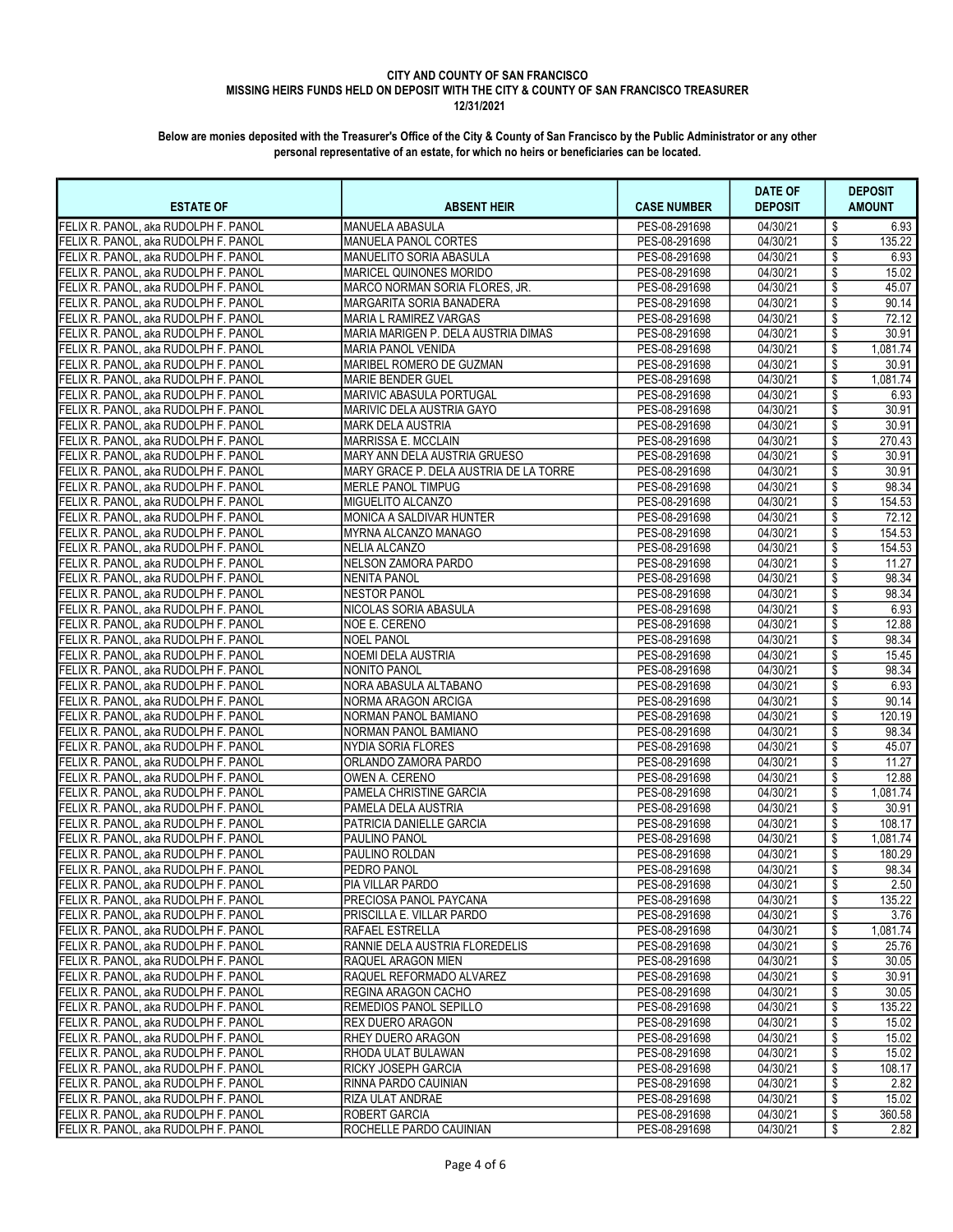**CITY AND COUNTY OF SAN FRANCISCO**
**MISSING HEIRS FUNDS HELD ON DEPOSIT WITH THE CITY & COUNTY OF SAN FRANCISCO TREASURER**
**12/31/2021**

**Below are monies deposited with the Treasurer's Office of the City & County of San Francisco by the Public Administrator or any other personal representative of an estate, for which no heirs or beneficiaries can be located.**

| ESTATE OF | ABSENT HEIR | CASE NUMBER | DATE OF DEPOSIT | DEPOSIT AMOUNT |
|---|---|---|---|---|
| FELIX R. PANOL, aka RUDOLPH F. PANOL | MANUELA ABASULA | PES-08-291698 | 04/30/21 | $ 6.93 |
| FELIX R. PANOL, aka RUDOLPH F. PANOL | MANUELA PANOL CORTES | PES-08-291698 | 04/30/21 | $ 135.22 |
| FELIX R. PANOL, aka RUDOLPH F. PANOL | MANUELITO SORIA ABASULA | PES-08-291698 | 04/30/21 | $ 6.93 |
| FELIX R. PANOL, aka RUDOLPH F. PANOL | MARICEL QUINONES MORIDO | PES-08-291698 | 04/30/21 | $ 15.02 |
| FELIX R. PANOL, aka RUDOLPH F. PANOL | MARCO NORMAN SORIA FLORES, JR. | PES-08-291698 | 04/30/21 | $ 45.07 |
| FELIX R. PANOL, aka RUDOLPH F. PANOL | MARGARITA SORIA BANADERA | PES-08-291698 | 04/30/21 | $ 90.14 |
| FELIX R. PANOL, aka RUDOLPH F. PANOL | MARIA L RAMIREZ VARGAS | PES-08-291698 | 04/30/21 | $ 72.12 |
| FELIX R. PANOL, aka RUDOLPH F. PANOL | MARIA MARIGEN P. DELA AUSTRIA DIMAS | PES-08-291698 | 04/30/21 | $ 30.91 |
| FELIX R. PANOL, aka RUDOLPH F. PANOL | MARIA PANOL VENIDA | PES-08-291698 | 04/30/21 | $ 1,081.74 |
| FELIX R. PANOL, aka RUDOLPH F. PANOL | MARIBEL ROMERO DE GUZMAN | PES-08-291698 | 04/30/21 | $ 30.91 |
| FELIX R. PANOL, aka RUDOLPH F. PANOL | MARIE BENDER GUEL | PES-08-291698 | 04/30/21 | $ 1,081.74 |
| FELIX R. PANOL, aka RUDOLPH F. PANOL | MARIVIC ABASULA PORTUGAL | PES-08-291698 | 04/30/21 | $ 6.93 |
| FELIX R. PANOL, aka RUDOLPH F. PANOL | MARIVIC DELA AUSTRIA GAYO | PES-08-291698 | 04/30/21 | $ 30.91 |
| FELIX R. PANOL, aka RUDOLPH F. PANOL | MARK DELA AUSTRIA | PES-08-291698 | 04/30/21 | $ 30.91 |
| FELIX R. PANOL, aka RUDOLPH F. PANOL | MARRISSA E. MCCLAIN | PES-08-291698 | 04/30/21 | $ 270.43 |
| FELIX R. PANOL, aka RUDOLPH F. PANOL | MARY ANN DELA AUSTRIA GRUESO | PES-08-291698 | 04/30/21 | $ 30.91 |
| FELIX R. PANOL, aka RUDOLPH F. PANOL | MARY GRACE P. DELA AUSTRIA DE LA TORRE | PES-08-291698 | 04/30/21 | $ 30.91 |
| FELIX R. PANOL, aka RUDOLPH F. PANOL | MERLE PANOL TIMPUG | PES-08-291698 | 04/30/21 | $ 98.34 |
| FELIX R. PANOL, aka RUDOLPH F. PANOL | MIGUELITO ALCANZO | PES-08-291698 | 04/30/21 | $ 154.53 |
| FELIX R. PANOL, aka RUDOLPH F. PANOL | MONICA A SALDIVAR HUNTER | PES-08-291698 | 04/30/21 | $ 72.12 |
| FELIX R. PANOL, aka RUDOLPH F. PANOL | MYRNA ALCANZO MANAGO | PES-08-291698 | 04/30/21 | $ 154.53 |
| FELIX R. PANOL, aka RUDOLPH F. PANOL | NELIA ALCANZO | PES-08-291698 | 04/30/21 | $ 154.53 |
| FELIX R. PANOL, aka RUDOLPH F. PANOL | NELSON ZAMORA PARDO | PES-08-291698 | 04/30/21 | $ 11.27 |
| FELIX R. PANOL, aka RUDOLPH F. PANOL | NENITA PANOL | PES-08-291698 | 04/30/21 | $ 98.34 |
| FELIX R. PANOL, aka RUDOLPH F. PANOL | NESTOR PANOL | PES-08-291698 | 04/30/21 | $ 98.34 |
| FELIX R. PANOL, aka RUDOLPH F. PANOL | NICOLAS SORIA ABASULA | PES-08-291698 | 04/30/21 | $ 6.93 |
| FELIX R. PANOL, aka RUDOLPH F. PANOL | NOE E. CERENO | PES-08-291698 | 04/30/21 | $ 12.88 |
| FELIX R. PANOL, aka RUDOLPH F. PANOL | NOEL PANOL | PES-08-291698 | 04/30/21 | $ 98.34 |
| FELIX R. PANOL, aka RUDOLPH F. PANOL | NOEMI DELA AUSTRIA | PES-08-291698 | 04/30/21 | $ 15.45 |
| FELIX R. PANOL, aka RUDOLPH F. PANOL | NONITO PANOL | PES-08-291698 | 04/30/21 | $ 98.34 |
| FELIX R. PANOL, aka RUDOLPH F. PANOL | NORA ABASULA ALTABANO | PES-08-291698 | 04/30/21 | $ 6.93 |
| FELIX R. PANOL, aka RUDOLPH F. PANOL | NORMA ARAGON ARCIGA | PES-08-291698 | 04/30/21 | $ 90.14 |
| FELIX R. PANOL, aka RUDOLPH F. PANOL | NORMAN PANOL BAMIANO | PES-08-291698 | 04/30/21 | $ 120.19 |
| FELIX R. PANOL, aka RUDOLPH F. PANOL | NORMAN PANOL BAMIANO | PES-08-291698 | 04/30/21 | $ 98.34 |
| FELIX R. PANOL, aka RUDOLPH F. PANOL | NYDIA SORIA FLORES | PES-08-291698 | 04/30/21 | $ 45.07 |
| FELIX R. PANOL, aka RUDOLPH F. PANOL | ORLANDO ZAMORA PARDO | PES-08-291698 | 04/30/21 | $ 11.27 |
| FELIX R. PANOL, aka RUDOLPH F. PANOL | OWEN A. CERENO | PES-08-291698 | 04/30/21 | $ 12.88 |
| FELIX R. PANOL, aka RUDOLPH F. PANOL | PAMELA CHRISTINE GARCIA | PES-08-291698 | 04/30/21 | $ 1,081.74 |
| FELIX R. PANOL, aka RUDOLPH F. PANOL | PAMELA DELA AUSTRIA | PES-08-291698 | 04/30/21 | $ 30.91 |
| FELIX R. PANOL, aka RUDOLPH F. PANOL | PATRICIA DANIELLE GARCIA | PES-08-291698 | 04/30/21 | $ 108.17 |
| FELIX R. PANOL, aka RUDOLPH F. PANOL | PAULINO PANOL | PES-08-291698 | 04/30/21 | $ 1,081.74 |
| FELIX R. PANOL, aka RUDOLPH F. PANOL | PAULINO ROLDAN | PES-08-291698 | 04/30/21 | $ 180.29 |
| FELIX R. PANOL, aka RUDOLPH F. PANOL | PEDRO PANOL | PES-08-291698 | 04/30/21 | $ 98.34 |
| FELIX R. PANOL, aka RUDOLPH F. PANOL | PIA VILLAR PARDO | PES-08-291698 | 04/30/21 | $ 2.50 |
| FELIX R. PANOL, aka RUDOLPH F. PANOL | PRECIOSA PANOL PAYCANA | PES-08-291698 | 04/30/21 | $ 135.22 |
| FELIX R. PANOL, aka RUDOLPH F. PANOL | PRISCILLA E. VILLAR PARDO | PES-08-291698 | 04/30/21 | $ 3.76 |
| FELIX R. PANOL, aka RUDOLPH F. PANOL | RAFAEL ESTRELLA | PES-08-291698 | 04/30/21 | $ 1,081.74 |
| FELIX R. PANOL, aka RUDOLPH F. PANOL | RANNIE DELA AUSTRIA FLOREDELIS | PES-08-291698 | 04/30/21 | $ 25.76 |
| FELIX R. PANOL, aka RUDOLPH F. PANOL | RAQUEL ARAGON MIEN | PES-08-291698 | 04/30/21 | $ 30.05 |
| FELIX R. PANOL, aka RUDOLPH F. PANOL | RAQUEL REFORMADO ALVAREZ | PES-08-291698 | 04/30/21 | $ 30.91 |
| FELIX R. PANOL, aka RUDOLPH F. PANOL | REGINA ARAGON CACHO | PES-08-291698 | 04/30/21 | $ 30.05 |
| FELIX R. PANOL, aka RUDOLPH F. PANOL | REMEDIOS PANOL SEPILLO | PES-08-291698 | 04/30/21 | $ 135.22 |
| FELIX R. PANOL, aka RUDOLPH F. PANOL | REX DUERO ARAGON | PES-08-291698 | 04/30/21 | $ 15.02 |
| FELIX R. PANOL, aka RUDOLPH F. PANOL | RHEY DUERO ARAGON | PES-08-291698 | 04/30/21 | $ 15.02 |
| FELIX R. PANOL, aka RUDOLPH F. PANOL | RHODA ULAT BULAWAN | PES-08-291698 | 04/30/21 | $ 15.02 |
| FELIX R. PANOL, aka RUDOLPH F. PANOL | RICKY JOSEPH GARCIA | PES-08-291698 | 04/30/21 | $ 108.17 |
| FELIX R. PANOL, aka RUDOLPH F. PANOL | RINNA PARDO CAUINIAN | PES-08-291698 | 04/30/21 | $ 2.82 |
| FELIX R. PANOL, aka RUDOLPH F. PANOL | RIZA ULAT ANDRAE | PES-08-291698 | 04/30/21 | $ 15.02 |
| FELIX R. PANOL, aka RUDOLPH F. PANOL | ROBERT GARCIA | PES-08-291698 | 04/30/21 | $ 360.58 |
| FELIX R. PANOL, aka RUDOLPH F. PANOL | ROCHELLE PARDO CAUINIAN | PES-08-291698 | 04/30/21 | $ 2.82 |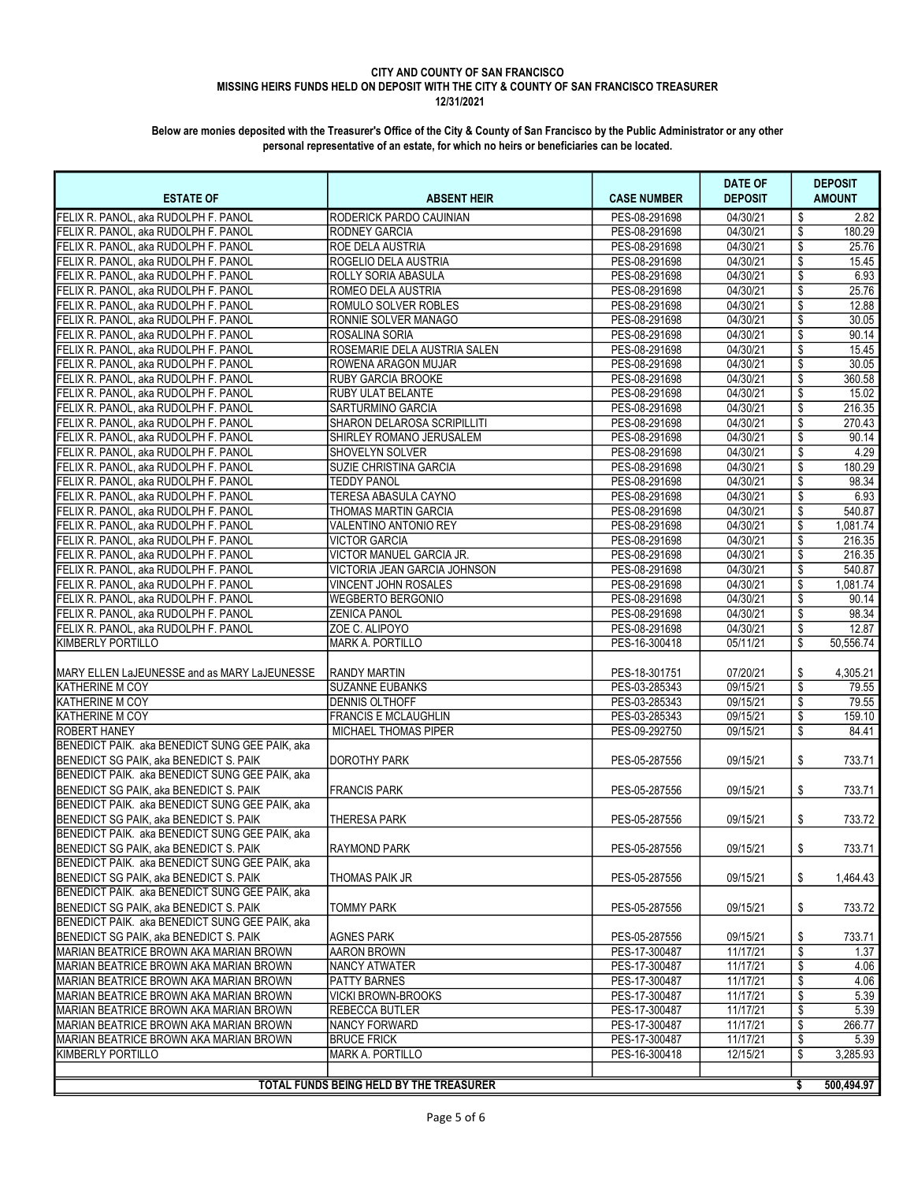**CITY AND COUNTY OF SAN FRANCISCO**
**MISSING HEIRS FUNDS HELD ON DEPOSIT WITH THE CITY & COUNTY OF SAN FRANCISCO TREASURER**
**12/31/2021**

**Below are monies deposited with the Treasurer's Office of the City & County of San Francisco by the Public Administrator or any other personal representative of an estate, for which no heirs or beneficiaries can be located.**

| ESTATE OF | ABSENT HEIR | CASE NUMBER | DATE OF DEPOSIT | DEPOSIT AMOUNT |
|---|---|---|---|---|
| FELIX R. PANOL, aka RUDOLPH F. PANOL | RODERICK PARDO CAUINIAN | PES-08-291698 | 04/30/21 | $ 2.82 |
| FELIX R. PANOL, aka RUDOLPH F. PANOL | RODNEY GARCIA | PES-08-291698 | 04/30/21 | $ 180.29 |
| FELIX R. PANOL, aka RUDOLPH F. PANOL | ROE DELA AUSTRIA | PES-08-291698 | 04/30/21 | $ 25.76 |
| FELIX R. PANOL, aka RUDOLPH F. PANOL | ROGELIO DELA AUSTRIA | PES-08-291698 | 04/30/21 | $ 15.45 |
| FELIX R. PANOL, aka RUDOLPH F. PANOL | ROLLY SORIA ABASULA | PES-08-291698 | 04/30/21 | $ 6.93 |
| FELIX R. PANOL, aka RUDOLPH F. PANOL | ROMEO DELA AUSTRIA | PES-08-291698 | 04/30/21 | $ 25.76 |
| FELIX R. PANOL, aka RUDOLPH F. PANOL | ROMULO SOLVER ROBLES | PES-08-291698 | 04/30/21 | $ 12.88 |
| FELIX R. PANOL, aka RUDOLPH F. PANOL | RONNIE SOLVER MANAGO | PES-08-291698 | 04/30/21 | $ 30.05 |
| FELIX R. PANOL, aka RUDOLPH F. PANOL | ROSALINA SORIA | PES-08-291698 | 04/30/21 | $ 90.14 |
| FELIX R. PANOL, aka RUDOLPH F. PANOL | ROSEMARIE DELA AUSTRIA SALEN | PES-08-291698 | 04/30/21 | $ 15.45 |
| FELIX R. PANOL, aka RUDOLPH F. PANOL | ROWENA ARAGON MUJAR | PES-08-291698 | 04/30/21 | $ 30.05 |
| FELIX R. PANOL, aka RUDOLPH F. PANOL | RUBY GARCIA BROOKE | PES-08-291698 | 04/30/21 | $ 360.58 |
| FELIX R. PANOL, aka RUDOLPH F. PANOL | RUBY ULAT BELANTE | PES-08-291698 | 04/30/21 | $ 15.02 |
| FELIX R. PANOL, aka RUDOLPH F. PANOL | SARTURMINO GARCIA | PES-08-291698 | 04/30/21 | $ 216.35 |
| FELIX R. PANOL, aka RUDOLPH F. PANOL | SHARON DELAROSA SCRIPILLITI | PES-08-291698 | 04/30/21 | $ 270.43 |
| FELIX R. PANOL, aka RUDOLPH F. PANOL | SHIRLEY ROMANO JERUSALEM | PES-08-291698 | 04/30/21 | $ 90.14 |
| FELIX R. PANOL, aka RUDOLPH F. PANOL | SHOVELYN SOLVER | PES-08-291698 | 04/30/21 | $ 4.29 |
| FELIX R. PANOL, aka RUDOLPH F. PANOL | SUZIE CHRISTINA GARCIA | PES-08-291698 | 04/30/21 | $ 180.29 |
| FELIX R. PANOL, aka RUDOLPH F. PANOL | TEDDY PANOL | PES-08-291698 | 04/30/21 | $ 98.34 |
| FELIX R. PANOL, aka RUDOLPH F. PANOL | TERESA ABASULA CAYNO | PES-08-291698 | 04/30/21 | $ 6.93 |
| FELIX R. PANOL, aka RUDOLPH F. PANOL | THOMAS MARTIN GARCIA | PES-08-291698 | 04/30/21 | $ 540.87 |
| FELIX R. PANOL, aka RUDOLPH F. PANOL | VALENTINO ANTONIO REY | PES-08-291698 | 04/30/21 | $ 1,081.74 |
| FELIX R. PANOL, aka RUDOLPH F. PANOL | VICTOR GARCIA | PES-08-291698 | 04/30/21 | $ 216.35 |
| FELIX R. PANOL, aka RUDOLPH F. PANOL | VICTOR MANUEL GARCIA JR. | PES-08-291698 | 04/30/21 | $ 216.35 |
| FELIX R. PANOL, aka RUDOLPH F. PANOL | VICTORIA JEAN GARCIA JOHNSON | PES-08-291698 | 04/30/21 | $ 540.87 |
| FELIX R. PANOL, aka RUDOLPH F. PANOL | VINCENT JOHN ROSALES | PES-08-291698 | 04/30/21 | $ 1,081.74 |
| FELIX R. PANOL, aka RUDOLPH F. PANOL | WEGBERTO BERGONIO | PES-08-291698 | 04/30/21 | $ 90.14 |
| FELIX R. PANOL, aka RUDOLPH F. PANOL | ZENICA PANOL | PES-08-291698 | 04/30/21 | $ 98.34 |
| FELIX R. PANOL, aka RUDOLPH F. PANOL | ZOE C. ALIPOYO | PES-08-291698 | 04/30/21 | $ 12.87 |
| KIMBERLY PORTILLO | MARK A. PORTILLO | PES-16-300418 | 05/11/21 | $ 50,556.74 |
| MARY ELLEN LaJEUNESSE and as MARY LaJEUNESSE | RANDY MARTIN | PES-18-301751 | 07/20/21 | $ 4,305.21 |
| KATHERINE M COY | SUZANNE EUBANKS | PES-03-285343 | 09/15/21 | $ 79.55 |
| KATHERINE M COY | DENNIS OLTHOFF | PES-03-285343 | 09/15/21 | $ 79.55 |
| KATHERINE M COY | FRANCIS E MCLAUGHLIN | PES-03-285343 | 09/15/21 | $ 159.10 |
| ROBERT HANEY | MICHAEL THOMAS PIPER | PES-09-292750 | 09/15/21 | $ 84.41 |
| BENEDICT PAIK. aka BENEDICT SUNG GEE PAIK, aka BENEDICT SG PAIK, aka BENEDICT S. PAIK | DOROTHY PARK | PES-05-287556 | 09/15/21 | $ 733.71 |
| BENEDICT PAIK. aka BENEDICT SUNG GEE PAIK, aka BENEDICT SG PAIK, aka BENEDICT S. PAIK | FRANCIS PARK | PES-05-287556 | 09/15/21 | $ 733.71 |
| BENEDICT PAIK. aka BENEDICT SUNG GEE PAIK, aka BENEDICT SG PAIK, aka BENEDICT S. PAIK | THERESA PARK | PES-05-287556 | 09/15/21 | $ 733.72 |
| BENEDICT PAIK. aka BENEDICT SUNG GEE PAIK, aka BENEDICT SG PAIK, aka BENEDICT S. PAIK | RAYMOND PARK | PES-05-287556 | 09/15/21 | $ 733.71 |
| BENEDICT PAIK. aka BENEDICT SUNG GEE PAIK, aka BENEDICT SG PAIK, aka BENEDICT S. PAIK | THOMAS PAIK JR | PES-05-287556 | 09/15/21 | $ 1,464.43 |
| BENEDICT PAIK. aka BENEDICT SUNG GEE PAIK, aka BENEDICT SG PAIK, aka BENEDICT S. PAIK | TOMMY PARK | PES-05-287556 | 09/15/21 | $ 733.72 |
| BENEDICT PAIK. aka BENEDICT SUNG GEE PAIK, aka BENEDICT SG PAIK, aka BENEDICT S. PAIK | AGNES PARK | PES-05-287556 | 09/15/21 | $ 733.71 |
| MARIAN BEATRICE BROWN AKA MARIAN BROWN | AARON BROWN | PES-17-300487 | 11/17/21 | $ 1.37 |
| MARIAN BEATRICE BROWN AKA MARIAN BROWN | NANCY ATWATER | PES-17-300487 | 11/17/21 | $ 4.06 |
| MARIAN BEATRICE BROWN AKA MARIAN BROWN | PATTY BARNES | PES-17-300487 | 11/17/21 | $ 4.06 |
| MARIAN BEATRICE BROWN AKA MARIAN BROWN | VICKI BROWN-BROOKS | PES-17-300487 | 11/17/21 | $ 5.39 |
| MARIAN BEATRICE BROWN AKA MARIAN BROWN | REBECCA BUTLER | PES-17-300487 | 11/17/21 | $ 5.39 |
| MARIAN BEATRICE BROWN AKA MARIAN BROWN | NANCY FORWARD | PES-17-300487 | 11/17/21 | $ 266.77 |
| MARIAN BEATRICE BROWN AKA MARIAN BROWN | BRUCE FRICK | PES-17-300487 | 11/17/21 | $ 5.39 |
| KIMBERLY PORTILLO | MARK A. PORTILLO | PES-16-300418 | 12/15/21 | $ 3,285.93 |
| | | | | |
| | **TOTAL FUNDS BEING HELD BY THE TREASURER** | | | **$ 500,494.97** |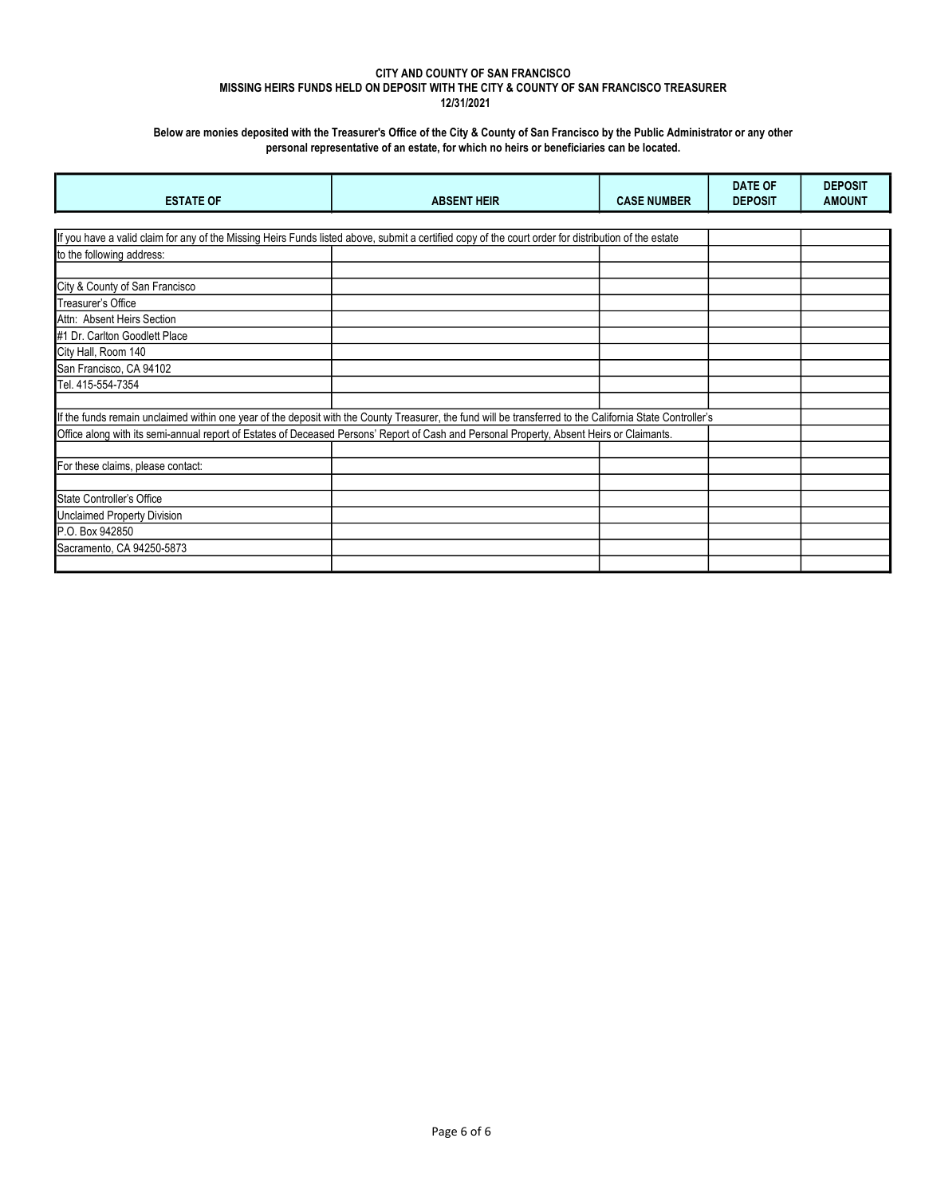**CITY AND COUNTY OF SAN FRANCISCO**
**MISSING HEIRS FUNDS HELD ON DEPOSIT WITH THE CITY & COUNTY OF SAN FRANCISCO TREASURER**
**12/31/2021**

**Below are monies deposited with the Treasurer's Office of the City & County of San Francisco by the Public Administrator or any other personal representative of an estate, for which no heirs or beneficiaries can be located.**

| ESTATE OF | ABSENT HEIR | CASE NUMBER | DATE OF DEPOSIT | DEPOSIT AMOUNT |
|---|---|---|---|---|

If you have a valid claim for any of the Missing Heirs Funds listed above, submit a certified copy of the court order for distribution of the estate to the following address:

City & County of San Francisco
Treasurer's Office
Attn: Absent Heirs Section
#1 Dr. Carlton Goodlett Place
City Hall, Room 140
San Francisco, CA 94102
Tel. 415-554-7354

If the funds remain unclaimed within one year of the deposit with the County Treasurer, the fund will be transferred to the California State Controller's Office along with its semi-annual report of Estates of Deceased Persons' Report of Cash and Personal Property, Absent Heirs or Claimants.

For these claims, please contact:

State Controller's Office
Unclaimed Property Division
P.O. Box 942850
Sacramento, CA 94250-5873